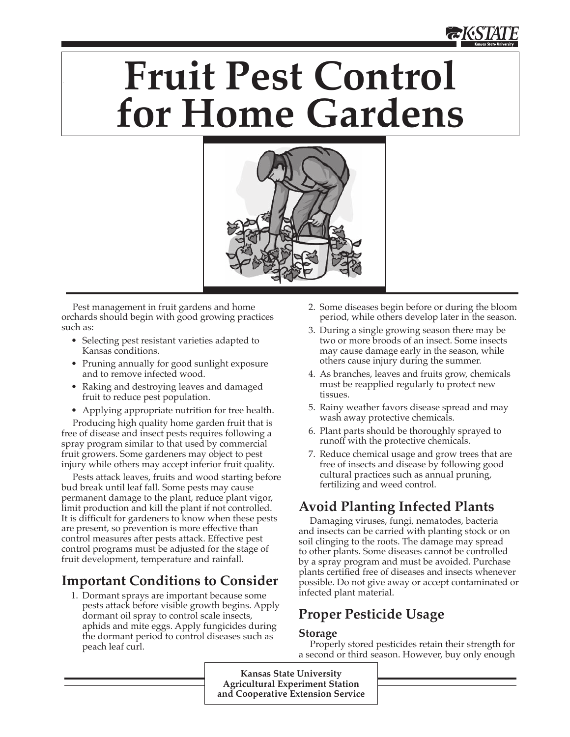# Fruit Pest Control for Home Gardens

Pest management in fruit gardens and home orchards should begin with good growing practices such as:

- Selecting pest resistant varieties adapted to Kansas conditions.
- Pruning annually for good sunlight exposure and to remove infected wood.
- Raking and destroying leaves and damaged fruit to reduce pest population.
- Applying appropriate nutrition for tree health.

Producing high quality home garden fruit that is free of disease and insect pests requires following a spray program similar to that used by commercial fruit growers. Some gardeners may object to pest injury while others may accept inferior fruit quality.

Pests attack leaves, fruits and wood starting before bud break until leaf fall. Some pests may cause permanent damage to the plant, reduce plant vigor, limit production and kill the plant if not controlled. It is difficult for gardeners to know when these pests are present, so prevention is more effective than control measures after pests attack. Effective pest control programs must be adjusted for the stage of fruit development, temperature and rainfall.

## Important Conditions to Consider

1. Dormant sprays are important because some pests attack before visible growth begins. Apply dormant oil spray to control scale insects, aphids and mite eggs. Apply fungicides during the dormant period to control diseases such as peach leaf curl.
2. Some diseases begin before or during the bloom period, while others develop later in the season.
3. During a single growing season there may be two or more broods of an insect. Some insects may cause damage early in the season, while others cause injury during the summer.
4. As branches, leaves and fruits grow, chemicals must be reapplied regularly to protect new tissues.
5. Rainy weather favors disease spread and may wash away protective chemicals.
6. Plant parts should be thoroughly sprayed to runoff with the protective chemicals.
7. Reduce chemical usage and grow trees that are free of insects and disease by following good cultural practices such as annual pruning, fertilizing and weed control.

## Avoid Planting Infected Plants

Damaging viruses, fungi, nematodes, bacteria and insects can be carried with planting stock or on soil clinging to the roots. The damage may spread to other plants. Some diseases cannot be controlled by a spray program and must be avoided. Purchase plants certified free of diseases and insects whenever possible. Do not give away or accept contaminated or infected plant material.

## Proper Pesticide Usage

### Storage

Properly stored pesticides retain their strength for a second or third season. However, buy only enough

Kansas State University Agricultural Experiment Station and Cooperative Extension Service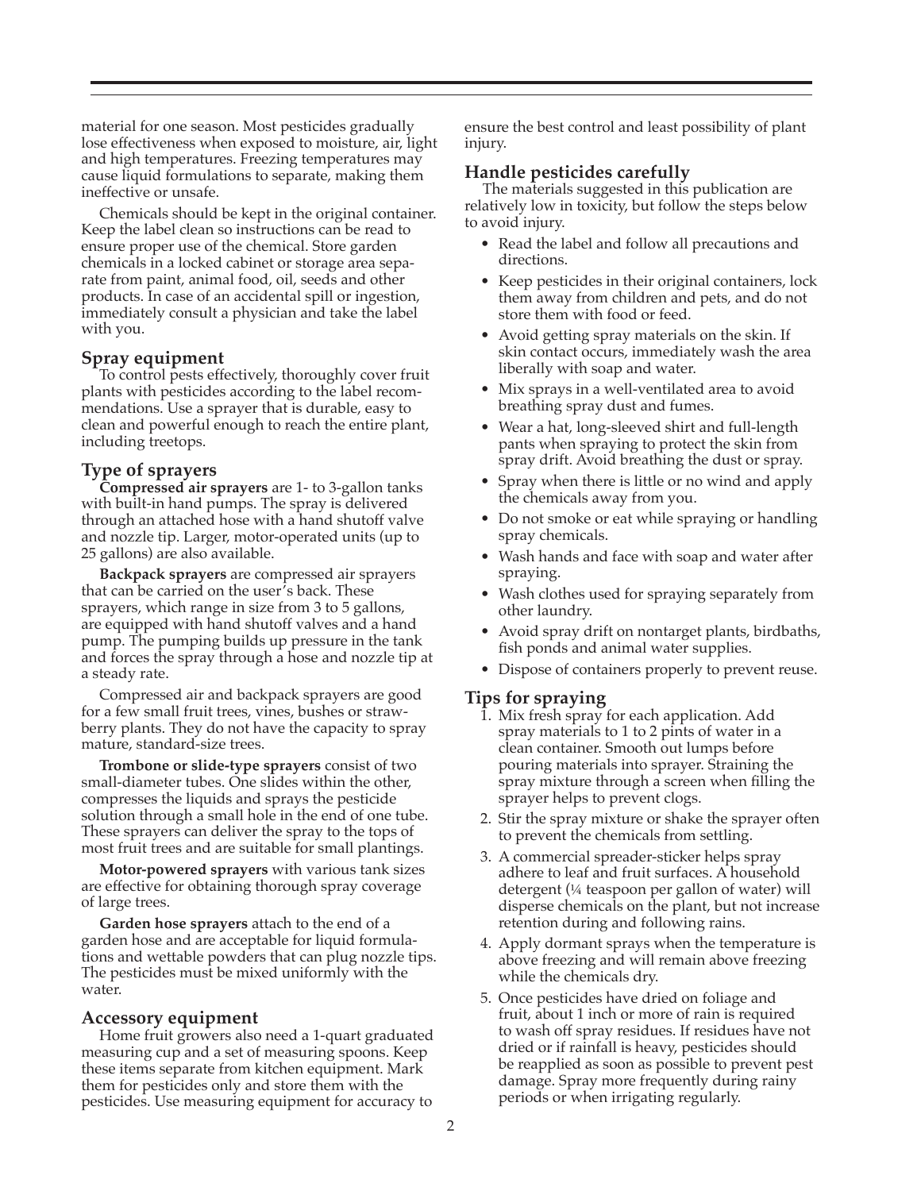material for one season. Most pesticides gradually lose effectiveness when exposed to moisture, air, light and high temperatures. Freezing temperatures may cause liquid formulations to separate, making them ineffective or unsafe.

Chemicals should be kept in the original container. Keep the label clean so instructions can be read to ensure proper use of the chemical. Store garden chemicals in a locked cabinet or storage area separate from paint, animal food, oil, seeds and other products. In case of an accidental spill or ingestion, immediately consult a physician and take the label with you.

### Spray equipment

To control pests effectively, thoroughly cover fruit plants with pesticides according to the label recommendations. Use a sprayer that is durable, easy to clean and powerful enough to reach the entire plant, including treetops.

### Type of sprayers

**Compressed air sprayers** are 1- to 3-gallon tanks with built-in hand pumps. The spray is delivered through an attached hose with a hand shutoff valve and nozzle tip. Larger, motor-operated units (up to 25 gallons) are also available.

**Backpack sprayers** are compressed air sprayers that can be carried on the user's back. These sprayers, which range in size from 3 to 5 gallons, are equipped with hand shutoff valves and a hand pump. The pumping builds up pressure in the tank and forces the spray through a hose and nozzle tip at a steady rate.

Compressed air and backpack sprayers are good for a few small fruit trees, vines, bushes or strawberry plants. They do not have the capacity to spray mature, standard-size trees.

**Trombone or slide-type sprayers** consist of two small-diameter tubes. One slides within the other, compresses the liquids and sprays the pesticide solution through a small hole in the end of one tube. These sprayers can deliver the spray to the tops of most fruit trees and are suitable for small plantings.

**Motor-powered sprayers** with various tank sizes are effective for obtaining thorough spray coverage of large trees.

**Garden hose sprayers** attach to the end of a garden hose and are acceptable for liquid formulations and wettable powders that can plug nozzle tips. The pesticides must be mixed uniformly with the water.

### Accessory equipment

Home fruit growers also need a 1-quart graduated measuring cup and a set of measuring spoons. Keep these items separate from kitchen equipment. Mark them for pesticides only and store them with the pesticides. Use measuring equipment for accuracy to ensure the best control and least possibility of plant injury.

### Handle pesticides carefully

The materials suggested in this publication are relatively low in toxicity, but follow the steps below to avoid injury.

- Read the label and follow all precautions and directions.
- Keep pesticides in their original containers, lock them away from children and pets, and do not store them with food or feed.
- Avoid getting spray materials on the skin. If skin contact occurs, immediately wash the area liberally with soap and water.
- Mix sprays in a well-ventilated area to avoid breathing spray dust and fumes.
- Wear a hat, long-sleeved shirt and full-length pants when spraying to protect the skin from spray drift. Avoid breathing the dust or spray.
- Spray when there is little or no wind and apply the chemicals away from you.
- Do not smoke or eat while spraying or handling spray chemicals.
- Wash hands and face with soap and water after spraying.
- Wash clothes used for spraying separately from other laundry.
- Avoid spray drift on nontarget plants, birdbaths, fish ponds and animal water supplies.
- Dispose of containers properly to prevent reuse.

### Tips for spraying

1. Mix fresh spray for each application. Add spray materials to 1 to 2 pints of water in a clean container. Smooth out lumps before pouring materials into sprayer. Straining the spray mixture through a screen when filling the sprayer helps to prevent clogs.
2. Stir the spray mixture or shake the sprayer often to prevent the chemicals from settling.
3. A commercial spreader-sticker helps spray adhere to leaf and fruit surfaces. A household detergent (¼ teaspoon per gallon of water) will disperse chemicals on the plant, but not increase retention during and following rains.
4. Apply dormant sprays when the temperature is above freezing and will remain above freezing while the chemicals dry.
5. Once pesticides have dried on foliage and fruit, about 1 inch or more of rain is required to wash off spray residues. If residues have not dried or if rainfall is heavy, pesticides should be reapplied as soon as possible to prevent pest damage. Spray more frequently during rainy periods or when irrigating regularly.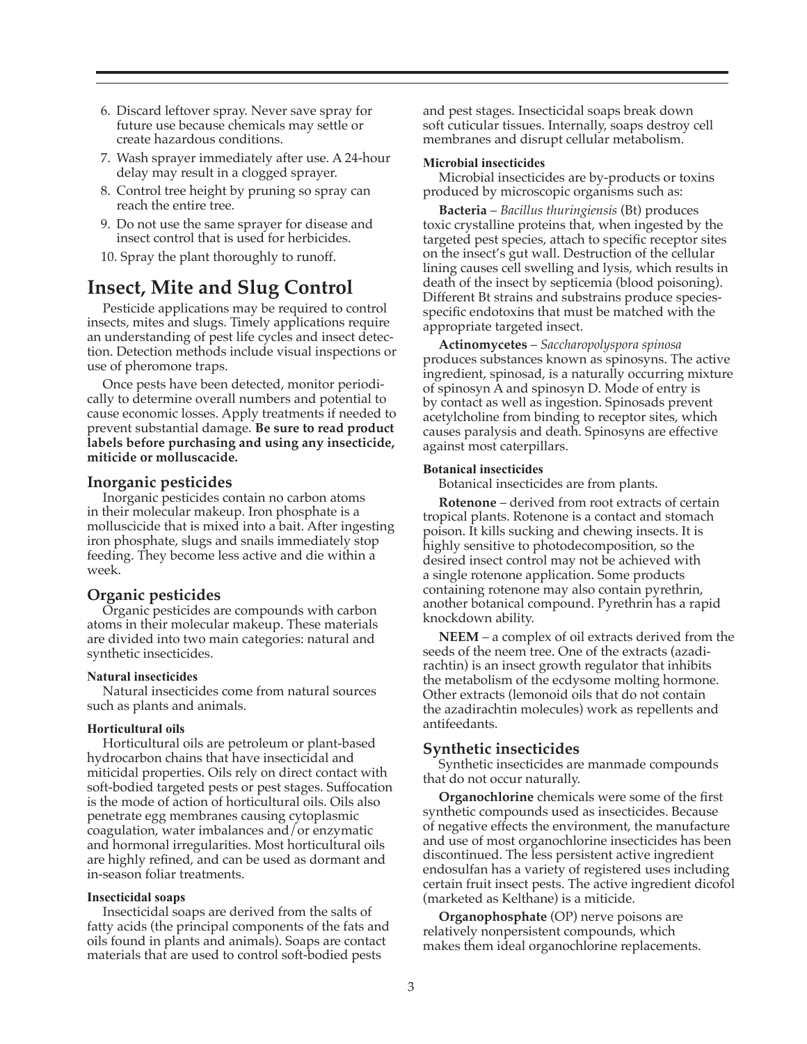6. Discard leftover spray. Never save spray for future use because chemicals may settle or create hazardous conditions.
7. Wash sprayer immediately after use. A 24-hour delay may result in a clogged sprayer.
8. Control tree height by pruning so spray can reach the entire tree.
9. Do not use the same sprayer for disease and insect control that is used for herbicides.
10. Spray the plant thoroughly to runoff.

# Insect, Mite and Slug Control

Pesticide applications may be required to control insects, mites and slugs. Timely applications require an understanding of pest life cycles and insect detection. Detection methods include visual inspections or use of pheromone traps.

Once pests have been detected, monitor periodically to determine overall numbers and potential to cause economic losses. Apply treatments if needed to prevent substantial damage. **Be sure to read product labels before purchasing and using any insecticide, miticide or molluscacide.**

## Inorganic pesticides

Inorganic pesticides contain no carbon atoms in their molecular makeup. Iron phosphate is a molluscicide that is mixed into a bait. After ingesting iron phosphate, slugs and snails immediately stop feeding. They become less active and die within a week.

## Organic pesticides

Organic pesticides are compounds with carbon atoms in their molecular makeup. These materials are divided into two main categories: natural and synthetic insecticides.

#### Natural insecticides

Natural insecticides come from natural sources such as plants and animals.

#### Horticultural oils

Horticultural oils are petroleum or plant-based hydrocarbon chains that have insecticidal and miticidal properties. Oils rely on direct contact with soft-bodied targeted pests or pest stages. Suffocation is the mode of action of horticultural oils. Oils also penetrate egg membranes causing cytoplasmic coagulation, water imbalances and/or enzymatic and hormonal irregularities. Most horticultural oils are highly refined, and can be used as dormant and in-season foliar treatments.

#### Insecticidal soaps

Insecticidal soaps are derived from the salts of fatty acids (the principal components of the fats and oils found in plants and animals). Soaps are contact materials that are used to control soft-bodied pests and pest stages. Insecticidal soaps break down soft cuticular tissues. Internally, soaps destroy cell membranes and disrupt cellular metabolism.

#### Microbial insecticides

Microbial insecticides are by-products or toxins produced by microscopic organisms such as:

**Bacteria** – *Bacillus thuringiensis* (Bt) produces toxic crystalline proteins that, when ingested by the targeted pest species, attach to specific receptor sites on the insect's gut wall. Destruction of the cellular lining causes cell swelling and lysis, which results in death of the insect by septicemia (blood poisoning). Different Bt strains and substrains produce species-specific endotoxins that must be matched with the appropriate targeted insect.

**Actinomycetes** – *Saccharopolyspora spinosa* produces substances known as spinosyns. The active ingredient, spinosad, is a naturally occurring mixture of spinosyn A and spinosyn D. Mode of entry is by contact as well as ingestion. Spinosads prevent acetylcholine from binding to receptor sites, which causes paralysis and death. Spinosyns are effective against most caterpillars.

#### Botanical insecticides

Botanical insecticides are from plants.

**Rotenone** – derived from root extracts of certain tropical plants. Rotenone is a contact and stomach poison. It kills sucking and chewing insects. It is highly sensitive to photodecomposition, so the desired insect control may not be achieved with a single rotenone application. Some products containing rotenone may also contain pyrethrin, another botanical compound. Pyrethrin has a rapid knockdown ability.

**NEEM** – a complex of oil extracts derived from the seeds of the neem tree. One of the extracts (azadirachtin) is an insect growth regulator that inhibits the metabolism of the ecdysome molting hormone. Other extracts (lemonoid oils that do not contain the azadirachtin molecules) work as repellents and antifeedants.

## Synthetic insecticides

Synthetic insecticides are manmade compounds that do not occur naturally.

**Organochlorine** chemicals were some of the first synthetic compounds used as insecticides. Because of negative effects the environment, the manufacture and use of most organochlorine insecticides has been discontinued. The less persistent active ingredient endosulfan has a variety of registered uses including certain fruit insect pests. The active ingredient dicofol (marketed as Kelthane) is a miticide.

**Organophosphate** (OP) nerve poisons are relatively nonpersistent compounds, which makes them ideal organochlorine replacements.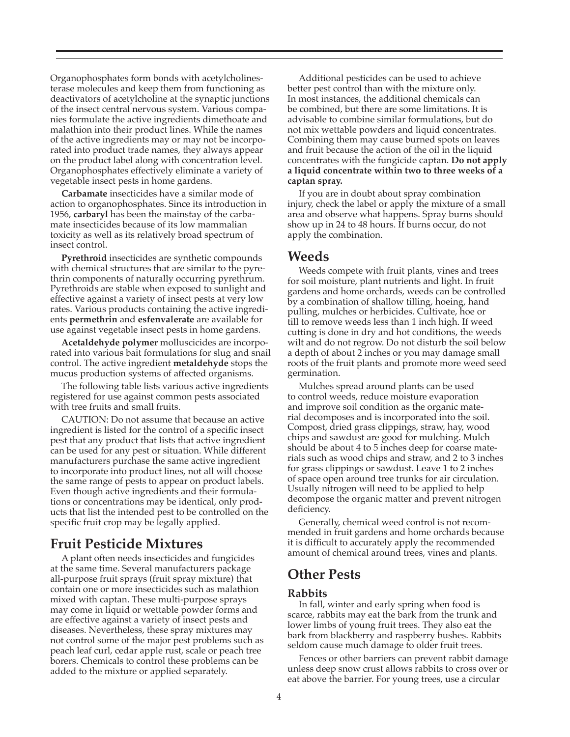Organophosphates form bonds with acetylcholinesterase molecules and keep them from functioning as deactivators of acetylcholine at the synaptic junctions of the insect central nervous system. Various companies formulate the active ingredients dimethoate and malathion into their product lines. While the names of the active ingredients may or may not be incorporated into product trade names, they always appear on the product label along with concentration level. Organophosphates effectively eliminate a variety of vegetable insect pests in home gardens.

**Carbamate** insecticides have a similar mode of action to organophosphates. Since its introduction in 1956, **carbaryl** has been the mainstay of the carbamate insecticides because of its low mammalian toxicity as well as its relatively broad spectrum of insect control.

**Pyrethroid** insecticides are synthetic compounds with chemical structures that are similar to the pyrethrin components of naturally occurring pyrethrum. Pyrethroids are stable when exposed to sunlight and effective against a variety of insect pests at very low rates. Various products containing the active ingredients **permethrin** and **esfenvalerate** are available for use against vegetable insect pests in home gardens.

**Acetaldehyde polymer** molluscicides are incorporated into various bait formulations for slug and snail control. The active ingredient **metaldehyde** stops the mucus production systems of affected organisms.

The following table lists various active ingredients registered for use against common pests associated with tree fruits and small fruits.

CAUTION: Do not assume that because an active ingredient is listed for the control of a specific insect pest that any product that lists that active ingredient can be used for any pest or situation. While different manufacturers purchase the same active ingredient to incorporate into product lines, not all will choose the same range of pests to appear on product labels. Even though active ingredients and their formulations or concentrations may be identical, only products that list the intended pest to be controlled on the specific fruit crop may be legally applied.

## Fruit Pesticide Mixtures

A plant often needs insecticides and fungicides at the same time. Several manufacturers package all-purpose fruit sprays (fruit spray mixture) that contain one or more insecticides such as malathion mixed with captan. These multi-purpose sprays may come in liquid or wettable powder forms and are effective against a variety of insect pests and diseases. Nevertheless, these spray mixtures may not control some of the major pest problems such as peach leaf curl, cedar apple rust, scale or peach tree borers. Chemicals to control these problems can be added to the mixture or applied separately.

Additional pesticides can be used to achieve better pest control than with the mixture only. In most instances, the additional chemicals can be combined, but there are some limitations. It is advisable to combine similar formulations, but do not mix wettable powders and liquid concentrates. Combining them may cause burned spots on leaves and fruit because the action of the oil in the liquid concentrates with the fungicide captan. **Do not apply a liquid concentrate within two to three weeks of a captan spray.**

If you are in doubt about spray combination injury, check the label or apply the mixture of a small area and observe what happens. Spray burns should show up in 24 to 48 hours. If burns occur, do not apply the combination.

## Weeds

Weeds compete with fruit plants, vines and trees for soil moisture, plant nutrients and light. In fruit gardens and home orchards, weeds can be controlled by a combination of shallow tilling, hoeing, hand pulling, mulches or herbicides. Cultivate, hoe or till to remove weeds less than 1 inch high. If weed cutting is done in dry and hot conditions, the weeds wilt and do not regrow. Do not disturb the soil below a depth of about 2 inches or you may damage small roots of the fruit plants and promote more weed seed germination.

Mulches spread around plants can be used to control weeds, reduce moisture evaporation and improve soil condition as the organic material decomposes and is incorporated into the soil. Compost, dried grass clippings, straw, hay, wood chips and sawdust are good for mulching. Mulch should be about 4 to 5 inches deep for coarse materials such as wood chips and straw, and 2 to 3 inches for grass clippings or sawdust. Leave 1 to 2 inches of space open around tree trunks for air circulation. Usually nitrogen will need to be applied to help decompose the organic matter and prevent nitrogen deficiency.

Generally, chemical weed control is not recommended in fruit gardens and home orchards because it is difficult to accurately apply the recommended amount of chemical around trees, vines and plants.

## Other Pests

### Rabbits

In fall, winter and early spring when food is scarce, rabbits may eat the bark from the trunk and lower limbs of young fruit trees. They also eat the bark from blackberry and raspberry bushes. Rabbits seldom cause much damage to older fruit trees.

Fences or other barriers can prevent rabbit damage unless deep snow crust allows rabbits to cross over or eat above the barrier. For young trees, use a circular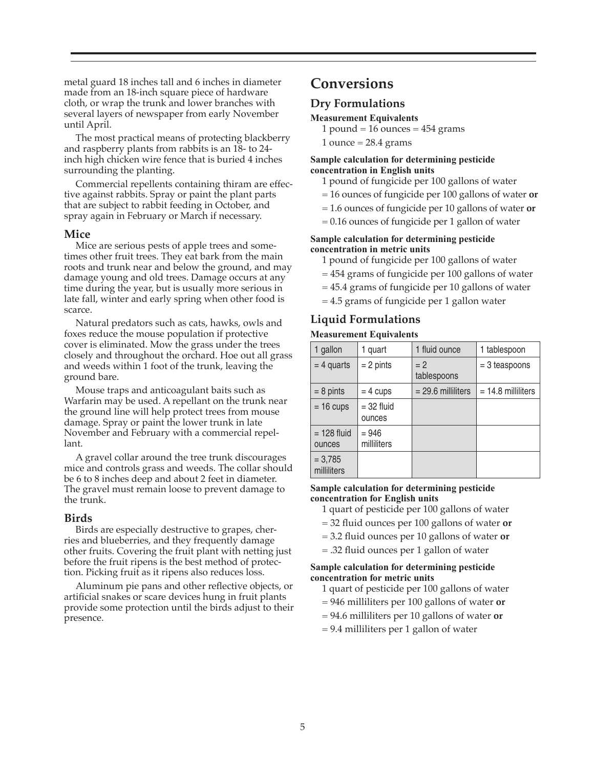metal guard 18 inches tall and 6 inches in diameter made from an 18-inch square piece of hardware cloth, or wrap the trunk and lower branches with several layers of newspaper from early November until April.

The most practical means of protecting blackberry and raspberry plants from rabbits is an 18- to 24-inch high chicken wire fence that is buried 4 inches surrounding the planting.

Commercial repellents containing thiram are effective against rabbits. Spray or paint the plant parts that are subject to rabbit feeding in October, and spray again in February or March if necessary.

### Mice

Mice are serious pests of apple trees and sometimes other fruit trees. They eat bark from the main roots and trunk near and below the ground, and may damage young and old trees. Damage occurs at any time during the year, but is usually more serious in late fall, winter and early spring when other food is scarce.

Natural predators such as cats, hawks, owls and foxes reduce the mouse population if protective cover is eliminated. Mow the grass under the trees closely and throughout the orchard. Hoe out all grass and weeds within 1 foot of the trunk, leaving the ground bare.

Mouse traps and anticoagulant baits such as Warfarin may be used. A repellant on the trunk near the ground line will help protect trees from mouse damage. Spray or paint the lower trunk in late November and February with a commercial repellant.

A gravel collar around the tree trunk discourages mice and controls grass and weeds. The collar should be 6 to 8 inches deep and about 2 feet in diameter. The gravel must remain loose to prevent damage to the trunk.

### Birds

Birds are especially destructive to grapes, cherries and blueberries, and they frequently damage other fruits. Covering the fruit plant with netting just before the fruit ripens is the best method of protection. Picking fruit as it ripens also reduces loss.

Aluminum pie pans and other reflective objects, or artificial snakes or scare devices hung in fruit plants provide some protection until the birds adjust to their presence.

# Conversions

## Dry Formulations

**Measurement Equivalents**

1 pound = 16 ounces = 454 grams

1 ounce = 28.4 grams

**Sample calculation for determining pesticide concentration in English units**

1 pound of fungicide per 100 gallons of water

= 16 ounces of fungicide per 100 gallons of water **or**

= 1.6 ounces of fungicide per 10 gallons of water **or**

= 0.16 ounces of fungicide per 1 gallon of water

**Sample calculation for determining pesticide concentration in metric units**

1 pound of fungicide per 100 gallons of water

= 454 grams of fungicide per 100 gallons of water

= 45.4 grams of fungicide per 10 gallons of water

= 4.5 grams of fungicide per 1 gallon water

## Liquid Formulations

**Measurement Equivalents**

| 1 gallon | 1 quart | 1 fluid ounce | 1 tablespoon |
|---|---|---|---|
| = 4 quarts | = 2 pints | = 2 tablespoons | = 3 teaspoons |
| = 8 pints | = 4 cups | = 29.6 milliliters | = 14.8 milliliters |
| = 16 cups | = 32 fluid ounces | | |
| = 128 fluid ounces | = 946 milliliters | | |
| = 3,785 milliliters | | | |

**Sample calculation for determining pesticide concentration for English units**

1 quart of pesticide per 100 gallons of water

= 32 fluid ounces per 100 gallons of water **or**

= 3.2 fluid ounces per 10 gallons of water **or**

= .32 fluid ounces per 1 gallon of water

**Sample calculation for determining pesticide concentration for metric units**

1 quart of pesticide per 100 gallons of water

= 946 milliliters per 100 gallons of water **or**

= 94.6 milliliters per 10 gallons of water **or**

= 9.4 milliliters per 1 gallon of water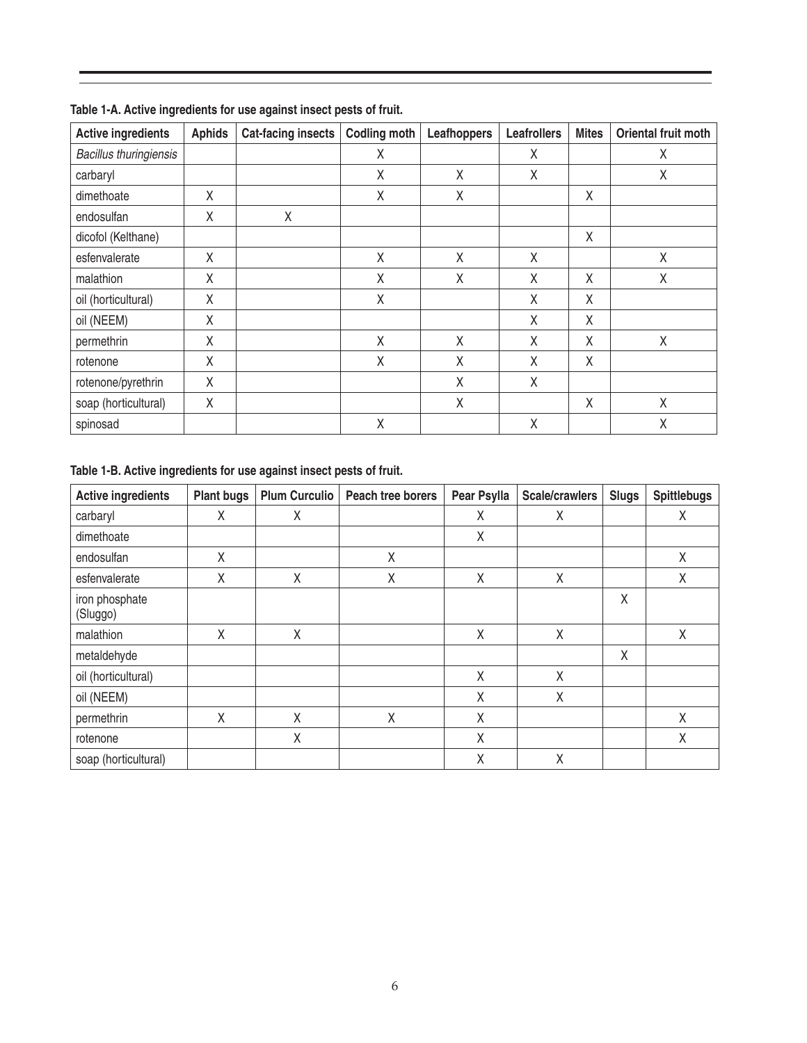**Table 1-A. Active ingredients for use against insect pests of fruit.**

| Active ingredients | Aphids | Cat-facing insects | Codling moth | Leafhoppers | Leafrollers | Mites | Oriental fruit moth |
|---|---|---|---|---|---|---|---|
| *Bacillus thuringiensis* | | | X | | X | | X |
| carbaryl | | | X | X | X | | X |
| dimethoate | X | | X | X | | X | |
| endosulfan | X | X | | | | | |
| dicofol (Kelthane) | | | | | | X | |
| esfenvalerate | X | | X | X | X | | X |
| malathion | X | | X | X | X | X | X |
| oil (horticultural) | X | | X | | X | X | |
| oil (NEEM) | X | | | | X | X | |
| permethrin | X | | X | X | X | X | X |
| rotenone | X | | X | X | X | X | |
| rotenone/pyrethrin | X | | | X | X | | |
| soap (horticultural) | X | | | X | | X | X |
| spinosad | | | X | | X | | X |

**Table 1-B. Active ingredients for use against insect pests of fruit.**

| Active ingredients | Plant bugs | Plum Curculio | Peach tree borers | Pear Psylla | Scale/crawlers | Slugs | Spittlebugs |
|---|---|---|---|---|---|---|---|
| carbaryl | X | X | | X | X | | X |
| dimethoate | | | | X | | | |
| endosulfan | X | | X | | | | X |
| esfenvalerate | X | X | X | X | X | | X |
| iron phosphate (Sluggo) | | | | | | X | |
| malathion | X | X | | X | X | | X |
| metaldehyde | | | | | | X | |
| oil (horticultural) | | | | X | X | | |
| oil (NEEM) | | | | X | X | | |
| permethrin | X | X | X | X | | | X |
| rotenone | | X | | X | | | X |
| soap (horticultural) | | | | X | X | | |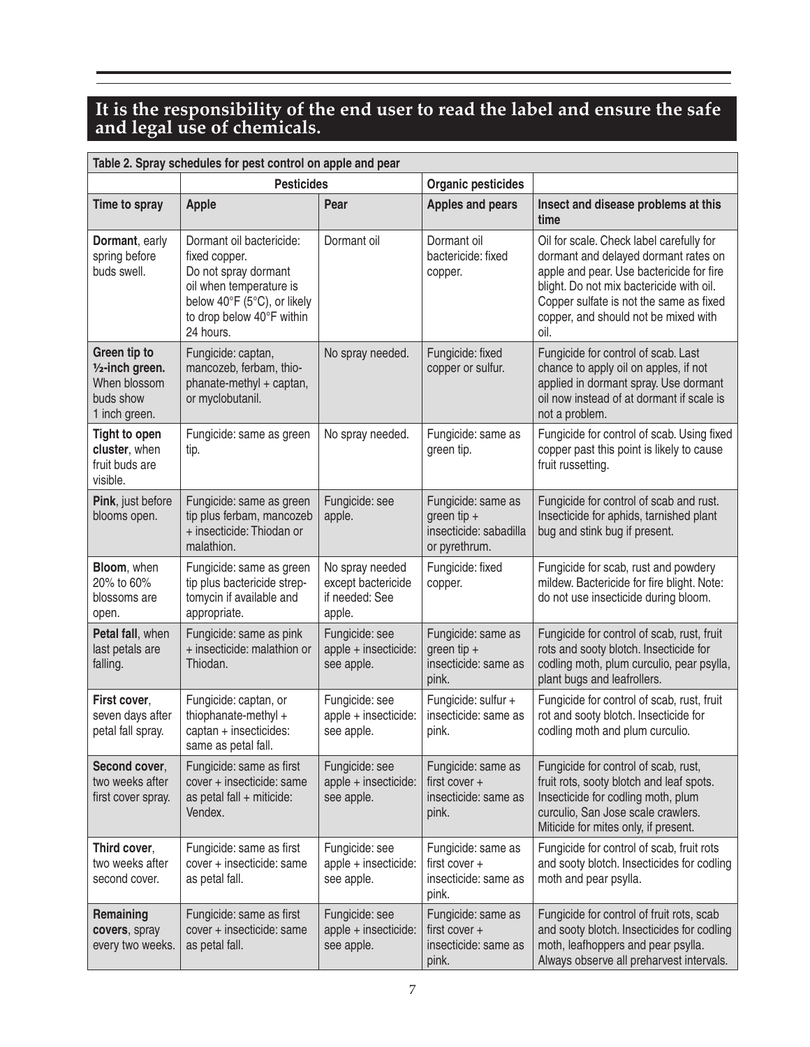**It is the responsibility of the end user to read the label and ensure the safe and legal use of chemicals.**

**Table 2. Spray schedules for pest control on apple and pear**

| | Pesticides | | Organic pesticides | |
|---|---|---|---|---|
| **Time to spray** | **Apple** | **Pear** | **Apples and pears** | **Insect and disease problems at this time** |
| **Dormant**, early spring before buds swell. | Dormant oil bactericide: fixed copper. Do not spray dormant oil when temperature is below 40°F (5°C), or likely to drop below 40°F within 24 hours. | Dormant oil | Dormant oil bactericide: fixed copper. | Oil for scale. Check label carefully for dormant and delayed dormant rates on apple and pear. Use bactericide for fire blight. Do not mix bactericide with oil. Copper sulfate is not the same as fixed copper, and should not be mixed with oil. |
| **Green tip to ½-inch green.** When blossom buds show 1 inch green. | Fungicide: captan, mancozeb, ferbam, thiophanate-methyl + captan, or myclobutanil. | No spray needed. | Fungicide: fixed copper or sulfur. | Fungicide for control of scab. Last chance to apply oil on apples, if not applied in dormant spray. Use dormant oil now instead of at dormant if scale is not a problem. |
| **Tight to open cluster**, when fruit buds are visible. | Fungicide: same as green tip. | No spray needed. | Fungicide: same as green tip. | Fungicide for control of scab. Using fixed copper past this point is likely to cause fruit russetting. |
| **Pink**, just before blooms open. | Fungicide: same as green tip plus ferbam, mancozeb + insecticide: Thiodan or malathion. | Fungicide: see apple. | Fungicide: same as green tip + insecticide: sabadilla or pyrethrum. | Fungicide for control of scab and rust. Insecticide for aphids, tarnished plant bug and stink bug if present. |
| **Bloom**, when 20% to 60% blossoms are open. | Fungicide: same as green tip plus bactericide streptomycin if available and appropriate. | No spray needed except bactericide if needed: See apple. | Fungicide: fixed copper. | Fungicide for scab, rust and powdery mildew. Bactericide for fire blight. Note: do not use insecticide during bloom. |
| **Petal fall**, when last petals are falling. | Fungicide: same as pink + insecticide: malathion or Thiodan. | Fungicide: see apple + insecticide: see apple. | Fungicide: same as green tip + insecticide: same as pink. | Fungicide for control of scab, rust, fruit rots and sooty blotch. Insecticide for codling moth, plum curculio, pear psylla, plant bugs and leafrollers. |
| **First cover**, seven days after petal fall spray. | Fungicide: captan, or thiophanate-methyl + captan + insecticides: same as petal fall. | Fungicide: see apple + insecticide: see apple. | Fungicide: sulfur + insecticide: same as pink. | Fungicide for control of scab, rust, fruit rot and sooty blotch. Insecticide for codling moth and plum curculio. |
| **Second cover**, two weeks after first cover spray. | Fungicide: same as first cover + insecticide: same as petal fall + miticide: Vendex. | Fungicide: see apple + insecticide: see apple. | Fungicide: same as first cover + insecticide: same as pink. | Fungicide for control of scab, rust, fruit rots, sooty blotch and leaf spots. Insecticide for codling moth, plum curculio, San Jose scale crawlers. Miticide for mites only, if present. |
| **Third cover**, two weeks after second cover. | Fungicide: same as first cover + insecticide: same as petal fall. | Fungicide: see apple + insecticide: see apple. | Fungicide: same as first cover + insecticide: same as pink. | Fungicide for control of scab, fruit rots and sooty blotch. Insecticides for codling moth and pear psylla. |
| **Remaining covers**, spray every two weeks. | Fungicide: same as first cover + insecticide: same as petal fall. | Fungicide: see apple + insecticide: see apple. | Fungicide: same as first cover + insecticide: same as pink. | Fungicide for control of fruit rots, scab and sooty blotch. Insecticides for codling moth, leafhoppers and pear psylla. Always observe all preharvest intervals. |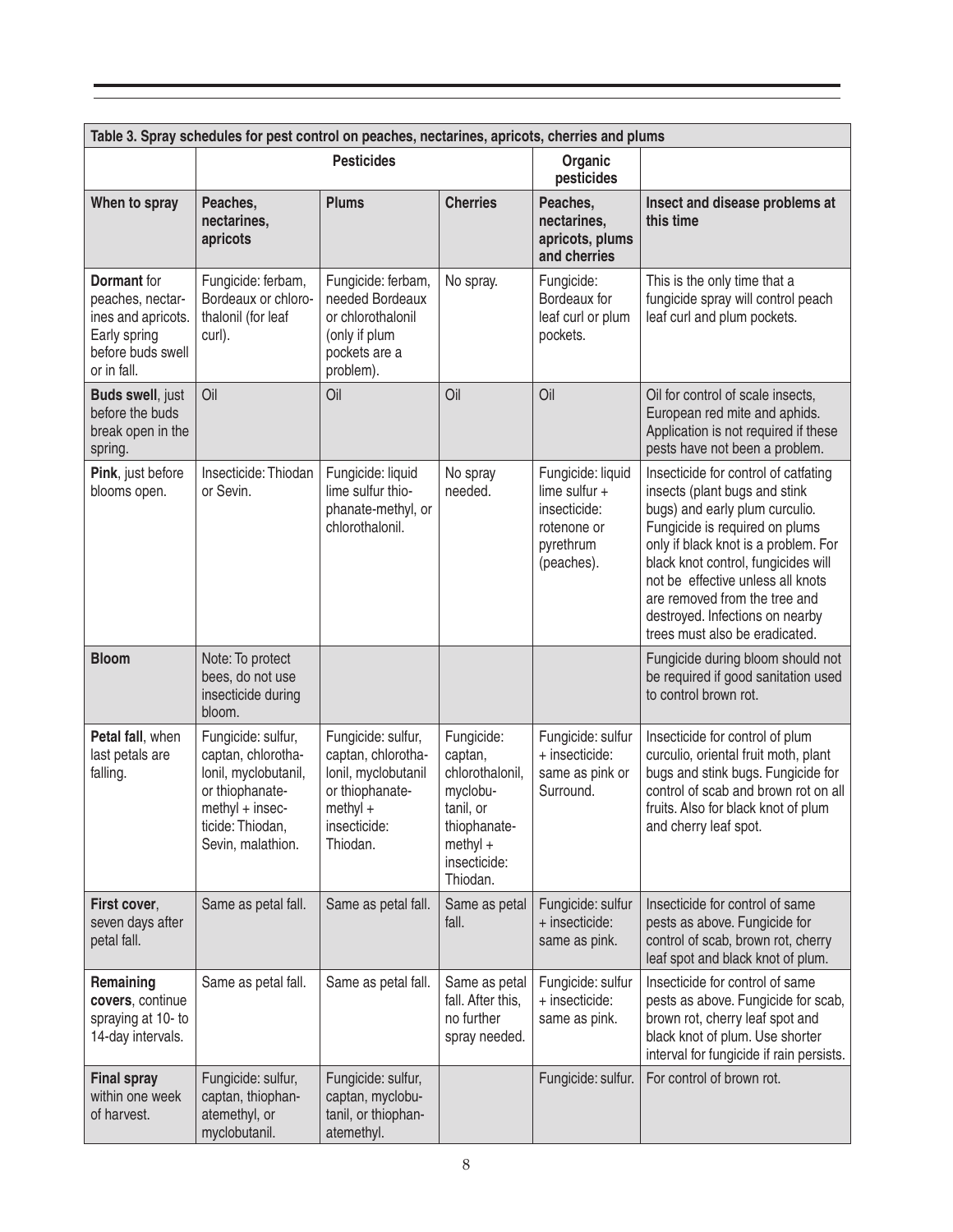| Table 3. Spray schedules for pest control on peaches, nectarines, apricots, cherries and plums | | | | | |
|---|---|---|---|---|---|
| | **Pesticides** | | | **Organic pesticides** | |
| **When to spray** | **Peaches, nectarines, apricots** | **Plums** | **Cherries** | **Peaches, nectarines, apricots, plums and cherries** | **Insect and disease problems at this time** |
| **Dormant** for peaches, nectarines and apricots. Early spring before buds swell or in fall. | Fungicide: ferbam, Bordeaux or chlorothalonil (for leaf curl). | Fungicide: ferbam, needed Bordeaux or chlorothalonil (only if plum pockets are a problem). | No spray. | Fungicide: Bordeaux for leaf curl or plum pockets. | This is the only time that a fungicide spray will control peach leaf curl and plum pockets. |
| **Buds swell**, just before the buds break open in the spring. | Oil | Oil | Oil | Oil | Oil for control of scale insects, European red mite and aphids. Application is not required if these pests have not been a problem. |
| **Pink**, just before blooms open. | Insecticide: Thiodan or Sevin. | Fungicide: liquid lime sulfur thiophanate-methyl, or chlorothalonil. | No spray needed. | Fungicide: liquid lime sulfur + insecticide: rotenone or pyrethrum (peaches). | Insecticide for control of catfating insects (plant bugs and stink bugs) and early plum curculio. Fungicide is required on plums only if black knot is a problem. For black knot control, fungicides will not be effective unless all knots are removed from the tree and destroyed. Infections on nearby trees must also be eradicated. |
| **Bloom** | Note: To protect bees, do not use insecticide during bloom. | | | | Fungicide during bloom should not be required if good sanitation used to control brown rot. |
| **Petal fall**, when last petals are falling. | Fungicide: sulfur, captan, chlorothalonil, myclobutanil, or thiophanate-methyl + insecticide: Thiodan, Sevin, malathion. | Fungicide: sulfur, captan, chlorothalonil, myclobutanil or thiophanate-methyl + insecticide: Thiodan. | Fungicide: captan, chlorothalonil, myclobutanil, or thiophanate-methyl + insecticide: Thiodan. | Fungicide: sulfur + insecticide: same as pink or Surround. | Insecticide for control of plum curculio, oriental fruit moth, plant bugs and stink bugs. Fungicide for control of scab and brown rot on all fruits. Also for black knot of plum and cherry leaf spot. |
| **First cover**, seven days after petal fall. | Same as petal fall. | Same as petal fall. | Same as petal fall. | Fungicide: sulfur + insecticide: same as pink. | Insecticide for control of same pests as above. Fungicide for control of scab, brown rot, cherry leaf spot and black knot of plum. |
| **Remaining covers**, continue spraying at 10- to 14-day intervals. | Same as petal fall. | Same as petal fall. | Same as petal fall. After this, no further spray needed. | Fungicide: sulfur + insecticide: same as pink. | Insecticide for control of same pests as above. Fungicide for scab, brown rot, cherry leaf spot and black knot of plum. Use shorter interval for fungicide if rain persists. |
| **Final spray** within one week of harvest. | Fungicide: sulfur, captan, thiophanatemethyl, or myclobutanil. | Fungicide: sulfur, captan, myclobutanil, or thiophanatemethyl. | | Fungicide: sulfur. | For control of brown rot. |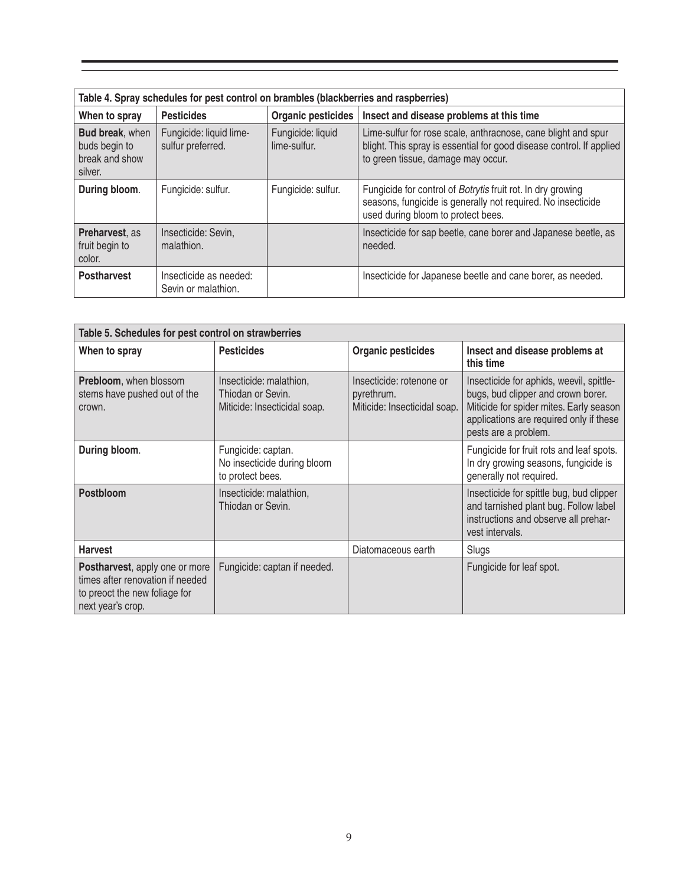| Table 4. Spray schedules for pest control on brambles (blackberries and raspberries) | | | |
|---|---|---|---|
| **When to spray** | **Pesticides** | **Organic pesticides** | **Insect and disease problems at this time** |
| **Bud break**, when buds begin to break and show silver. | Fungicide: liquid lime-sulfur preferred. | Fungicide: liquid lime-sulfur. | Lime-sulfur for rose scale, anthracnose, cane blight and spur blight. This spray is essential for good disease control. If applied to green tissue, damage may occur. |
| **During bloom**. | Fungicide: sulfur. | Fungicide: sulfur. | Fungicide for control of *Botrytis* fruit rot. In dry growing seasons, fungicide is generally not required. No insecticide used during bloom to protect bees. |
| **Preharvest**, as fruit begin to color. | Insecticide: Sevin, malathion. | | Insecticide for sap beetle, cane borer and Japanese beetle, as needed. |
| **Postharvest** | Insecticide as needed: Sevin or malathion. | | Insecticide for Japanese beetle and cane borer, as needed. |

| Table 5. Schedules for pest control on strawberries | | | |
|---|---|---|---|
| **When to spray** | **Pesticides** | **Organic pesticides** | **Insect and disease problems at this time** |
| **Prebloom**, when blossom stems have pushed out of the crown. | Insecticide: malathion, Thiodan or Sevin. Miticide: Insecticidal soap. | Insecticide: rotenone or pyrethrum. Miticide: Insecticidal soap. | Insecticide for aphids, weevil, spittle-bugs, bud clipper and crown borer. Miticide for spider mites. Early season applications are required only if these pests are a problem. |
| **During bloom**. | Fungicide: captan. No insecticide during bloom to protect bees. | | Fungicide for fruit rots and leaf spots. In dry growing seasons, fungicide is generally not required. |
| **Postbloom** | Insecticide: malathion, Thiodan or Sevin. | | Insecticide for spittle bug, bud clipper and tarnished plant bug. Follow label instructions and observe all prehar-vest intervals. |
| **Harvest** | | Diatomaceous earth | Slugs |
| **Postharvest**, apply one or more times after renovation if needed to preoct the new foliage for next year's crop. | Fungicide: captan if needed. | | Fungicide for leaf spot. |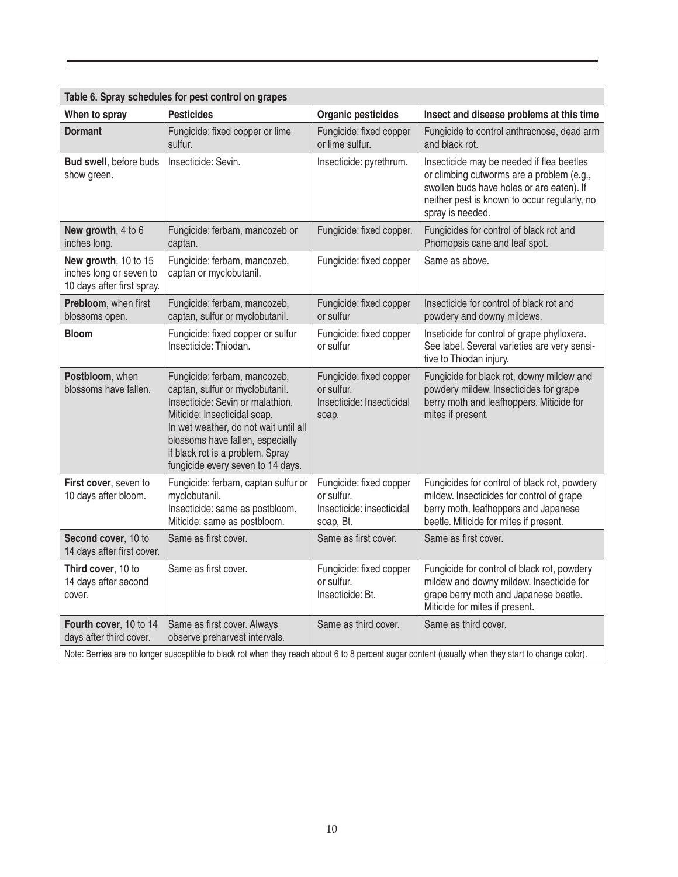| Table 6. Spray schedules for pest control on grapes | | | |
|---|---|---|---|
| **When to spray** | **Pesticides** | **Organic pesticides** | **Insect and disease problems at this time** |
| **Dormant** | Fungicide: fixed copper or lime sulfur. | Fungicide: fixed copper or lime sulfur. | Fungicide to control anthracnose, dead arm and black rot. |
| **Bud swell**, before buds show green. | Insecticide: Sevin. | Insecticide: pyrethrum. | Insecticide may be needed if flea beetles or climbing cutworms are a problem (e.g., swollen buds have holes or are eaten). If neither pest is known to occur regularly, no spray is needed. |
| **New growth**, 4 to 6 inches long. | Fungicide: ferbam, mancozeb or captan. | Fungicide: fixed copper. | Fungicides for control of black rot and Phomopsis cane and leaf spot. |
| **New growth**, 10 to 15 inches long or seven to 10 days after first spray. | Fungicide: ferbam, mancozeb, captan or myclobutanil. | Fungicide: fixed copper | Same as above. |
| **Prebloom**, when first blossoms open. | Fungicide: ferbam, mancozeb, captan, sulfur or myclobutanil. | Fungicide: fixed copper or sulfur | Insecticide for control of black rot and powdery and downy mildews. |
| **Bloom** | Fungicide: fixed copper or sulfur Insecticide: Thiodan. | Fungicide: fixed copper or sulfur | Inseticide for control of grape phylloxera. See label. Several varieties are very sensitive to Thiodan injury. |
| **Postbloom**, when blossoms have fallen. | Fungicide: ferbam, mancozeb, captan, sulfur or myclobutanil. Insecticide: Sevin or malathion. Miticide: Insecticidal soap. In wet weather, do not wait until all blossoms have fallen, especially if black rot is a problem. Spray fungicide every seven to 14 days. | Fungicide: fixed copper or sulfur. Insecticide: Insecticidal soap. | Fungicide for black rot, downy mildew and powdery mildew. Insecticides for grape berry moth and leafhoppers. Miticide for mites if present. |
| **First cover**, seven to 10 days after bloom. | Fungicide: ferbam, captan sulfur or myclobutanil. Insecticide: same as postbloom. Miticide: same as postbloom. | Fungicide: fixed copper or sulfur. Insecticide: insecticidal soap, Bt. | Fungicides for control of black rot, powdery mildew. Insecticides for control of grape berry moth, leafhoppers and Japanese beetle. Miticide for mites if present. |
| **Second cover**, 10 to 14 days after first cover. | Same as first cover. | Same as first cover. | Same as first cover. |
| **Third cover**, 10 to 14 days after second cover. | Same as first cover. | Fungicide: fixed copper or sulfur. Insecticide: Bt. | Fungicide for control of black rot, powdery mildew and downy mildew. Insecticide for grape berry moth and Japanese beetle. Miticide for mites if present. |
| **Fourth cover**, 10 to 14 days after third cover. | Same as first cover. Always observe preharvest intervals. | Same as third cover. | Same as third cover. |

Note: Berries are no longer susceptible to black rot when they reach about 6 to 8 percent sugar content (usually when they start to change color).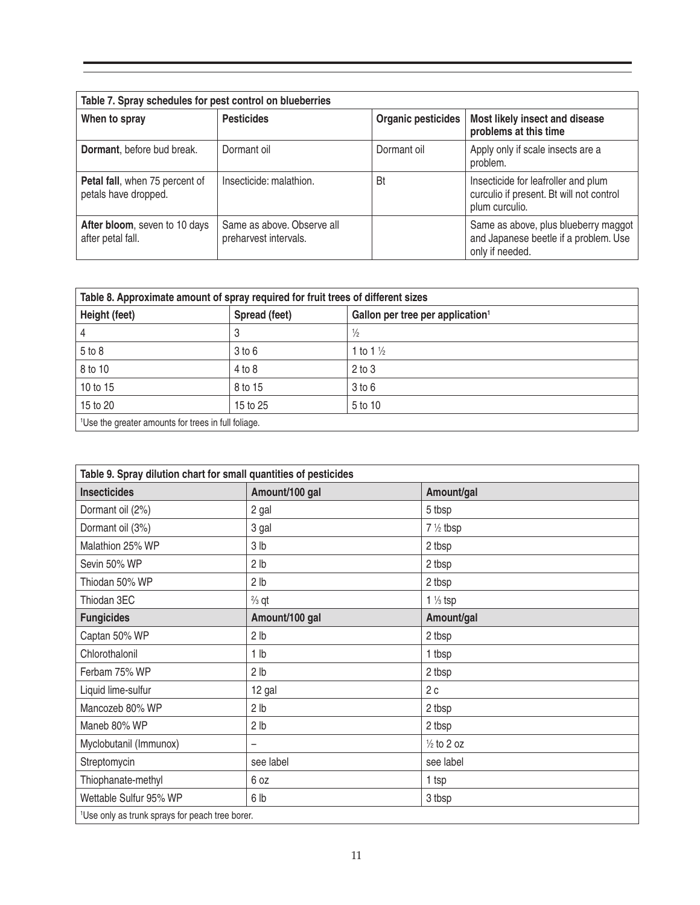| Table 7. Spray schedules for pest control on blueberries | | | |
|---|---|---|---|
| **When to spray** | **Pesticides** | **Organic pesticides** | **Most likely insect and disease problems at this time** |
| **Dormant**, before bud break. | Dormant oil | Dormant oil | Apply only if scale insects are a problem. |
| **Petal fall**, when 75 percent of petals have dropped. | Insecticide: malathion. | Bt | Insecticide for leafroller and plum curculio if present. Bt will not control plum curculio. |
| **After bloom**, seven to 10 days after petal fall. | Same as above. Observe all preharvest intervals. | | Same as above, plus blueberry maggot and Japanese beetle if a problem. Use only if needed. |

| Table 8. Approximate amount of spray required for fruit trees of different sizes | | |
|---|---|---|
| **Height (feet)** | **Spread (feet)** | **Gallon per tree per application**[1] |
| 4 | 3 | ½ |
| 5 to 8 | 3 to 6 | 1 to 1 ½ |
| 8 to 10 | 4 to 8 | 2 to 3 |
| 10 to 15 | 8 to 15 | 3 to 6 |
| 15 to 20 | 15 to 25 | 5 to 10 |

[1]Use the greater amounts for trees in full foliage.

| Table 9. Spray dilution chart for small quantities of pesticides | | |
|---|---|---|
| **Insecticides** | **Amount/100 gal** | **Amount/gal** |
| Dormant oil (2%) | 2 gal | 5 tbsp |
| Dormant oil (3%) | 3 gal | 7 ½ tbsp |
| Malathion 25% WP | 3 lb | 2 tbsp |
| Sevin 50% WP | 2 lb | 2 tbsp |
| Thiodan 50% WP | 2 lb | 2 tbsp |
| Thiodan 3EC | ⅔ qt | 1 ⅓ tsp |
| **Fungicides** | **Amount/100 gal** | **Amount/gal** |
| Captan 50% WP | 2 lb | 2 tbsp |
| Chlorothalonil | 1 lb | 1 tbsp |
| Ferbam 75% WP | 2 lb | 2 tbsp |
| Liquid lime-sulfur | 12 gal | 2 c |
| Mancozeb 80% WP | 2 lb | 2 tbsp |
| Maneb 80% WP | 2 lb | 2 tbsp |
| Myclobutanil (Immunox) | – | ½ to 2 oz |
| Streptomycin | see label | see label |
| Thiophanate-methyl | 6 oz | 1 tsp |
| Wettable Sulfur 95% WP | 6 lb | 3 tbsp |

[1]Use only as trunk sprays for peach tree borer.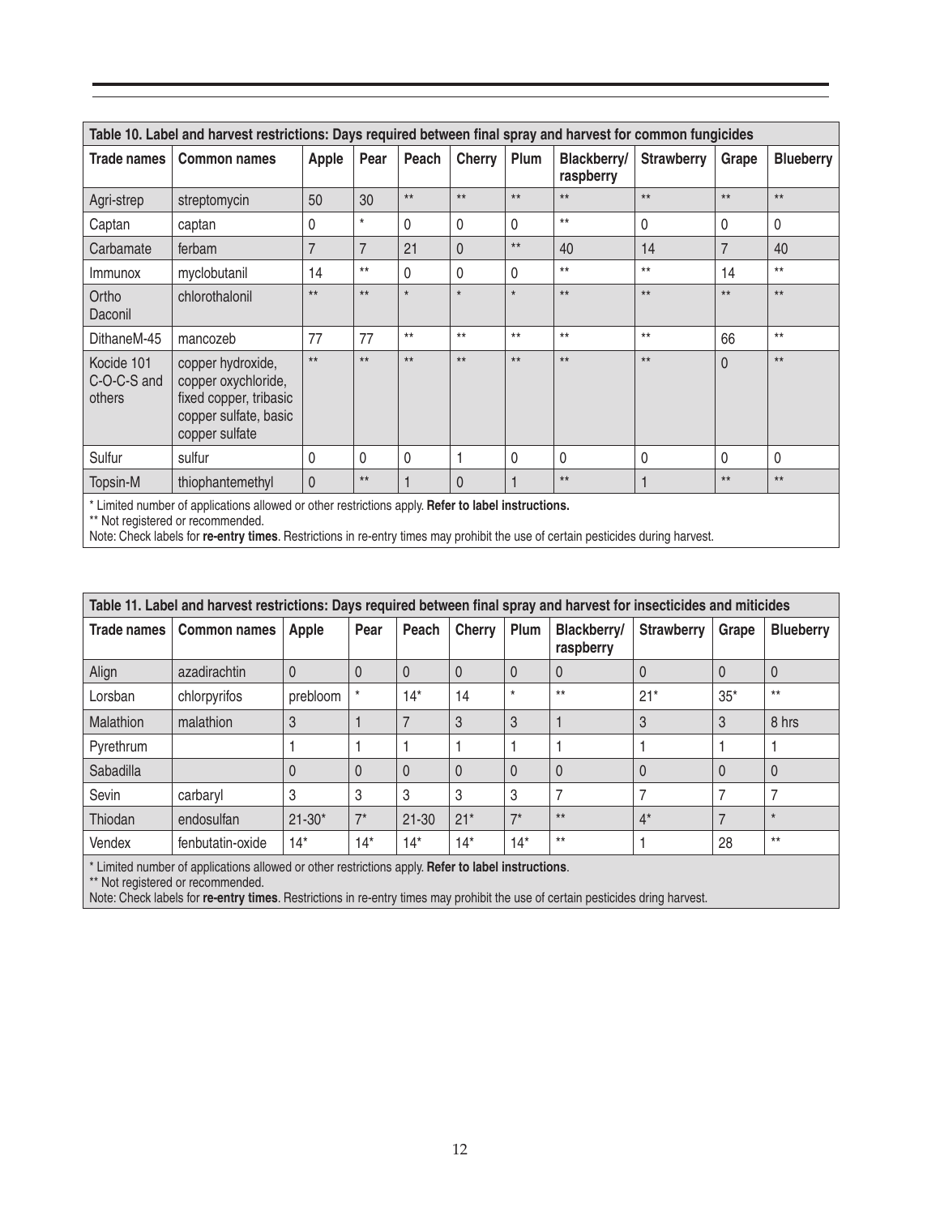| Table 10. Label and harvest restrictions: Days required between final spray and harvest for common fungicides | | | | | | | | | | |
|---|---|---|---|---|---|---|---|---|---|---|
| **Trade names** | **Common names** | **Apple** | **Pear** | **Peach** | **Cherry** | **Plum** | **Blackberry/ raspberry** | **Strawberry** | **Grape** | **Blueberry** |
| Agri-strep | streptomycin | 50 | 30 | ** | ** | ** | ** | ** | ** | ** |
| Captan | captan | 0 | * | 0 | 0 | 0 | ** | 0 | 0 | 0 |
| Carbamate | ferbam | 7 | 7 | 21 | 0 | ** | 40 | 14 | 7 | 40 |
| Immunox | myclobutanil | 14 | ** | 0 | 0 | 0 | ** | ** | 14 | ** |
| Ortho Daconil | chlorothalonil | ** | ** | * | * | * | ** | ** | ** | ** |
| DithaneM-45 | mancozeb | 77 | 77 | ** | ** | ** | ** | ** | 66 | ** |
| Kocide 101 C-O-C-S and others | copper hydroxide, copper oxychloride, fixed copper, tribasic copper sulfate, basic copper sulfate | ** | ** | ** | ** | ** | ** | ** | 0 | ** |
| Sulfur | sulfur | 0 | 0 | 0 | 1 | 0 | 0 | 0 | 0 | 0 |
| Topsin-M | thiophantemethyl | 0 | ** | 1 | 0 | 1 | ** | 1 | ** | ** |

* Limited number of applications allowed or other restrictions apply. **Refer to label instructions.**
** Not registered or recommended.
Note: Check labels for **re-entry times**. Restrictions in re-entry times may prohibit the use of certain pesticides during harvest.

| Table 11. Label and harvest restrictions: Days required between final spray and harvest for insecticides and miticides | | | | | | | | | | |
|---|---|---|---|---|---|---|---|---|---|---|
| **Trade names** | **Common names** | **Apple** | **Pear** | **Peach** | **Cherry** | **Plum** | **Blackberry/ raspberry** | **Strawberry** | **Grape** | **Blueberry** |
| Align | azadirachtin | 0 | 0 | 0 | 0 | 0 | 0 | 0 | 0 | 0 |
| Lorsban | chlorpyrifos | prebloom | * | 14* | 14 | * | ** | 21* | 35* | ** |
| Malathion | malathion | 3 | 1 | 7 | 3 | 3 | 1 | 3 | 3 | 8 hrs |
| Pyrethrum | | 1 | 1 | 1 | 1 | 1 | 1 | 1 | 1 | 1 |
| Sabadilla | | 0 | 0 | 0 | 0 | 0 | 0 | 0 | 0 | 0 |
| Sevin | carbaryl | 3 | 3 | 3 | 3 | 3 | 7 | 7 | 7 | 7 |
| Thiodan | endosulfan | 21-30* | 7* | 21-30 | 21* | 7* | ** | 4* | 7 | * |
| Vendex | fenbutatin-oxide | 14* | 14* | 14* | 14* | 14* | ** | 1 | 28 | ** |

* Limited number of applications allowed or other restrictions apply. **Refer to label instructions**.
** Not registered or recommended.
Note: Check labels for **re-entry times**. Restrictions in re-entry times may prohibit the use of certain pesticides dring harvest.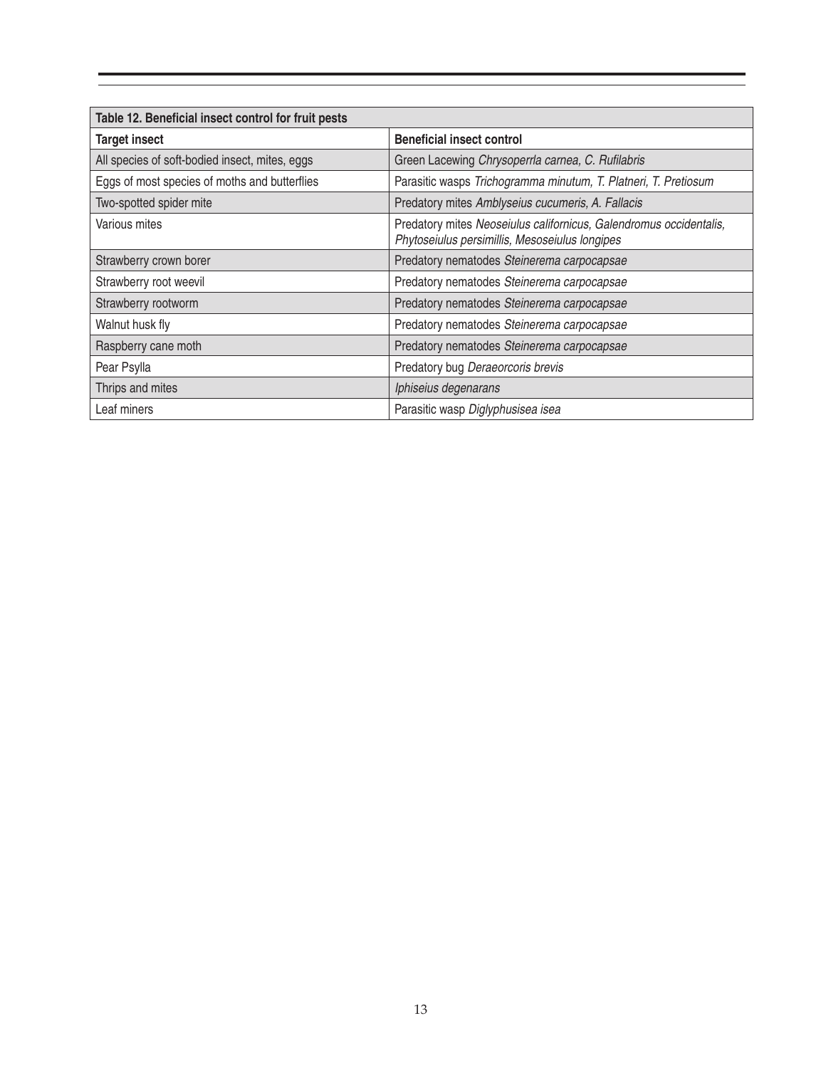**Table 12. Beneficial insect control for fruit pests**

| Target insect | Beneficial insect control |
|---|---|
| All species of soft-bodied insect, mites, eggs | Green Lacewing *Chrysoperrla carnea, C. Rufilabris* |
| Eggs of most species of moths and butterflies | Parasitic wasps *Trichogramma minutum, T. Platneri, T. Pretiosum* |
| Two-spotted spider mite | Predatory mites *Amblyseius cucumeris, A. Fallacis* |
| Various mites | Predatory mites *Neoseiulus californicus, Galendromus occidentalis, Phytoseiulus persimillis, Mesoseiulus longipes* |
| Strawberry crown borer | Predatory nematodes *Steinerema carpocapsae* |
| Strawberry root weevil | Predatory nematodes *Steinerema carpocapsae* |
| Strawberry rootworm | Predatory nematodes *Steinerema carpocapsae* |
| Walnut husk fly | Predatory nematodes *Steinerema carpocapsae* |
| Raspberry cane moth | Predatory nematodes *Steinerema carpocapsae* |
| Pear Psylla | Predatory bug *Deraeorcoris brevis* |
| Thrips and mites | *Iphiseius degenarans* |
| Leaf miners | Parasitic wasp *Diglyphusisea isea* |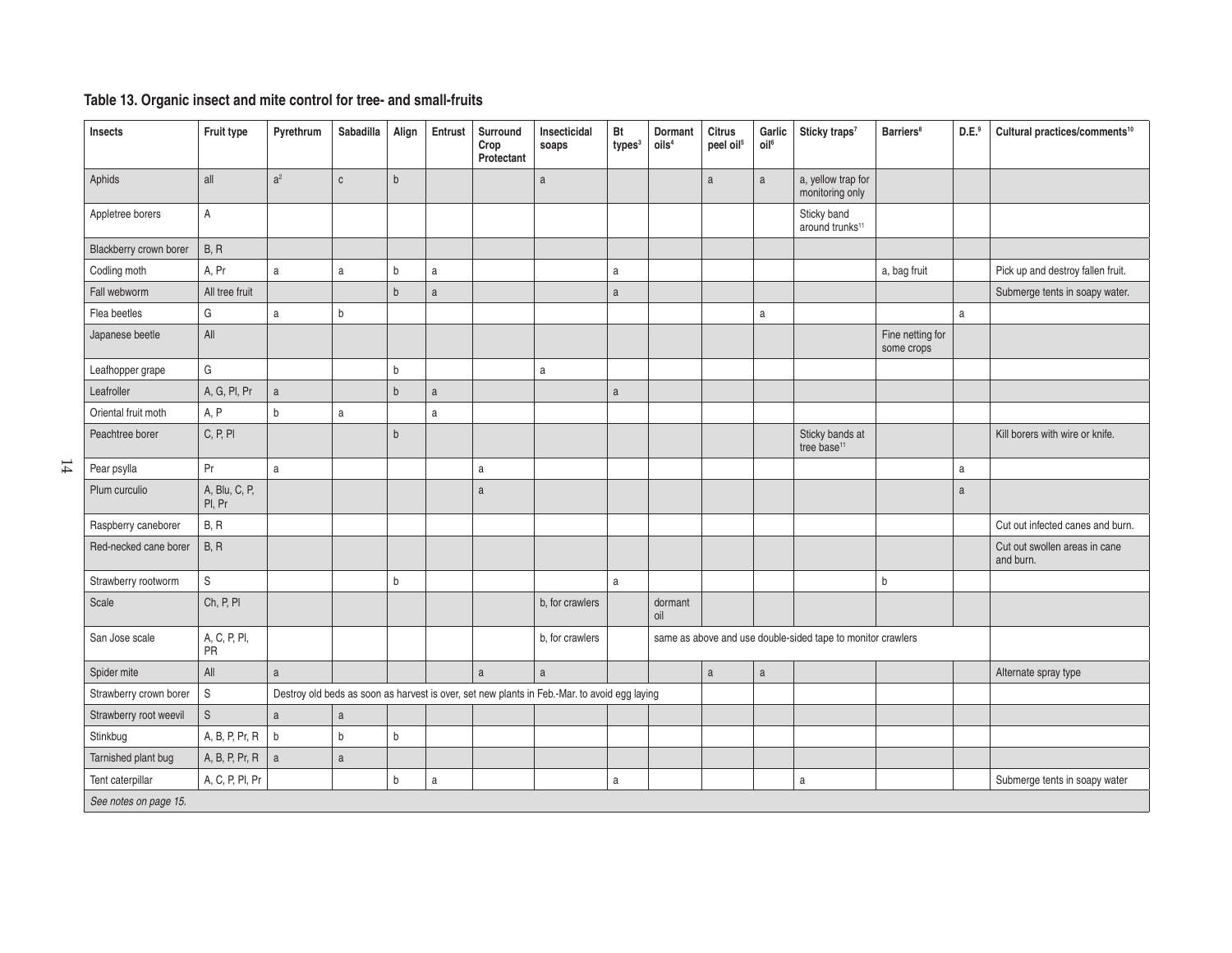## Table 13. Organic insect and mite control for tree- and small-fruits

| Insects | Fruit type | Pyrethrum | Sabadilla | Align | Entrust | Surround Crop Protectant | Insecticidal soaps | Bt types[3] | Dormant oils[4] | Citrus peel oil[5] | Garlic oil[6] | Sticky traps[7] | Barriers[8] | D.E.[9] | Cultural practices/comments[10] |
|---|---|---|---|---|---|---|---|---|---|---|---|---|---|---|---|
| Aphids | all | a[2] | c | b | | | a | | | a | a | a, yellow trap for monitoring only | | | |
| Appletree borers | A | | | | | | | | | | | Sticky band around trunks[11] | | | |
| Blackberry crown borer | B, R | | | | | | | | | | | | | | |
| Codling moth | A, Pr | a | a | b | a | | | a | | | | | a, bag fruit | | Pick up and destroy fallen fruit. |
| Fall webworm | All tree fruit | | | b | a | | | a | | | | | | | Submerge tents in soapy water. |
| Flea beetles | G | a | b | | | | | | | | a | | | a | |
| Japanese beetle | All | | | | | | | | | | | | Fine netting for some crops | | |
| Leafhopper grape | G | | | b | | | a | | | | | | | | |
| Leafroller | A, G, Pl, Pr | a | | b | a | | | a | | | | | | | |
| Oriental fruit moth | A, P | b | a | | a | | | | | | | | | | |
| Peachtree borer | C, P, Pl | | | b | | | | | | | | Sticky bands at tree base[11] | | | Kill borers with wire or knife. |
| Pear psylla | Pr | a | | | | a | | | | | | | | a | |
| Plum curculio | A, Blu, C, P, Pl, Pr | | | | | a | | | | | | | | a | |
| Raspberry caneborer | B, R | | | | | | | | | | | | | | Cut out infected canes and burn. |
| Red-necked cane borer | B, R | | | | | | | | | | | | | | Cut out swollen areas in cane and burn. |
| Strawberry rootworm | S | | | b | | | | a | | | | | b | | |
| Scale | Ch, P, Pl | | | | | | b, for crawlers | | dormant oil | | | | | | |
| San Jose scale | A, C, P, Pl, PR | | | | | | b, for crawlers | | same as above and use double-sided tape to monitor crawlers | | | | | | |
| Spider mite | All | a | | | | a | a | | | a | a | | | | Alternate spray type |
| Strawberry crown borer | S | Destroy old beds as soon as harvest is over, set new plants in Feb.-Mar. to avoid egg laying | | | | | | | | | | | | | |
| Strawberry root weevil | S | a | a | | | | | | | | | | | | |
| Stinkbug | A, B, P, Pr, R | b | b | b | | | | | | | | | | | |
| Tarnished plant bug | A, B, P, Pr, R | a | a | | | | | | | | | | | | |
| Tent caterpillar | A, C, P, Pl, Pr | | | b | a | | | a | | | | a | | | Submerge tents in soapy water |

*See notes on page 15.*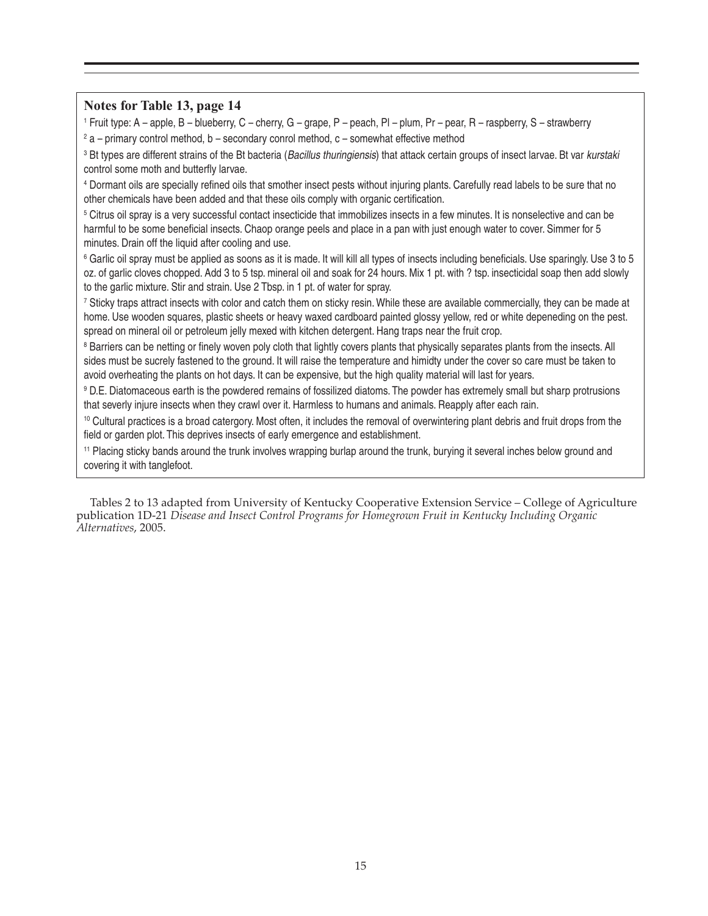## Notes for Table 13, page 14

[1] Fruit type: A – apple, B – blueberry, C – cherry, G – grape, P – peach, Pl – plum, Pr – pear, R – raspberry, S – strawberry

[2] a – primary control method, b – secondary conrol method, c – somewhat effective method

[3] Bt types are different strains of the Bt bacteria (*Bacillus thuringiensis*) that attack certain groups of insect larvae. Bt var *kurstaki* control some moth and butterfly larvae.

[4] Dormant oils are specially refined oils that smother insect pests without injuring plants. Carefully read labels to be sure that no other chemicals have been added and that these oils comply with organic certification.

[5] Citrus oil spray is a very successful contact insecticide that immobilizes insects in a few minutes. It is nonselective and can be harmful to be some beneficial insects. Chaop orange peels and place in a pan with just enough water to cover. Simmer for 5 minutes. Drain off the liquid after cooling and use.

[6] Garlic oil spray must be applied as soons as it is made. It will kill all types of insects including beneficials. Use sparingly. Use 3 to 5 oz. of garlic cloves chopped. Add 3 to 5 tsp. mineral oil and soak for 24 hours. Mix 1 pt. with ? tsp. insecticidal soap then add slowly to the garlic mixture. Stir and strain. Use 2 Tbsp. in 1 pt. of water for spray.

[7] Sticky traps attract insects with color and catch them on sticky resin. While these are available commercially, they can be made at home. Use wooden squares, plastic sheets or heavy waxed cardboard painted glossy yellow, red or white depeneding on the pest. spread on mineral oil or petroleum jelly mexed with kitchen detergent. Hang traps near the fruit crop.

[8] Barriers can be netting or finely woven poly cloth that lightly covers plants that physically separates plants from the insects. All sides must be sucrely fastened to the ground. It will raise the temperature and himidty under the cover so care must be taken to avoid overheating the plants on hot days. It can be expensive, but the high quality material will last for years.

[9] D.E. Diatomaceous earth is the powdered remains of fossilized diatoms. The powder has extremely small but sharp protrusions that severly injure insects when they crawl over it. Harmless to humans and animals. Reapply after each rain.

[10] Cultural practices is a broad catergory. Most often, it includes the removal of overwintering plant debris and fruit drops from the field or garden plot. This deprives insects of early emergence and establishment.

[11] Placing sticky bands around the trunk involves wrapping burlap around the trunk, burying it several inches below ground and covering it with tanglefoot.

Tables 2 to 13 adapted from University of Kentucky Cooperative Extension Service – College of Agriculture publication 1D-21 *Disease and Insect Control Programs for Homegrown Fruit in Kentucky Including Organic Alternatives,* 2005.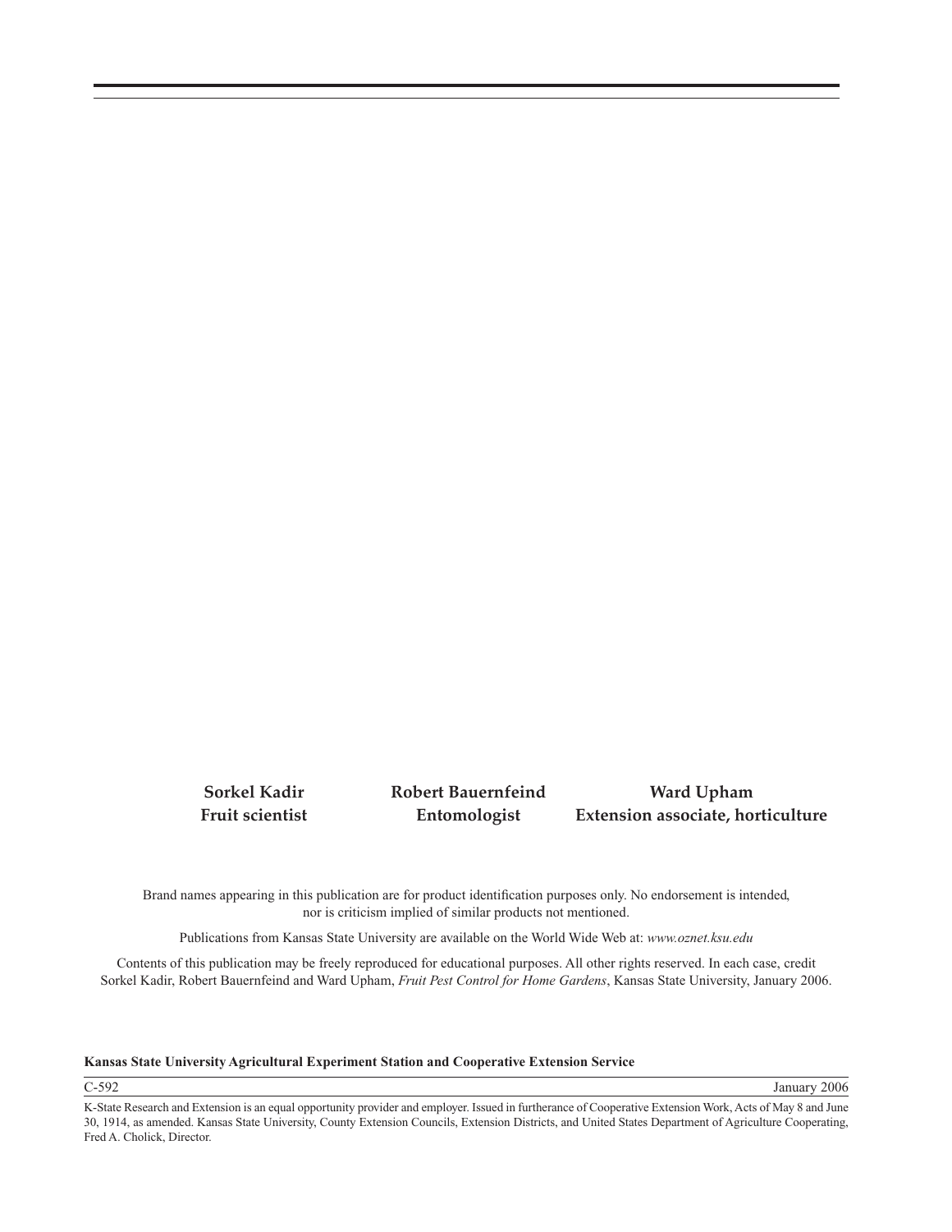| | | |
|---|---|---|
| **Sorkel Kadir** | **Robert Bauernfeind** | **Ward Upham** |
| **Fruit scientist** | **Entomologist** | **Extension associate, horticulture** |

Brand names appearing in this publication are for product identification purposes only. No endorsement is intended, nor is criticism implied of similar products not mentioned.

Publications from Kansas State University are available on the World Wide Web at: *www.oznet.ksu.edu*

Contents of this publication may be freely reproduced for educational purposes. All other rights reserved. In each case, credit Sorkel Kadir, Robert Bauernfeind and Ward Upham, *Fruit Pest Control for Home Gardens*, Kansas State University, January 2006.

**Kansas State University Agricultural Experiment Station and Cooperative Extension Service**

C-592 January 2006

K-State Research and Extension is an equal opportunity provider and employer. Issued in furtherance of Cooperative Extension Work, Acts of May 8 and June 30, 1914, as amended. Kansas State University, County Extension Councils, Extension Districts, and United States Department of Agriculture Cooperating, Fred A. Cholick, Director.